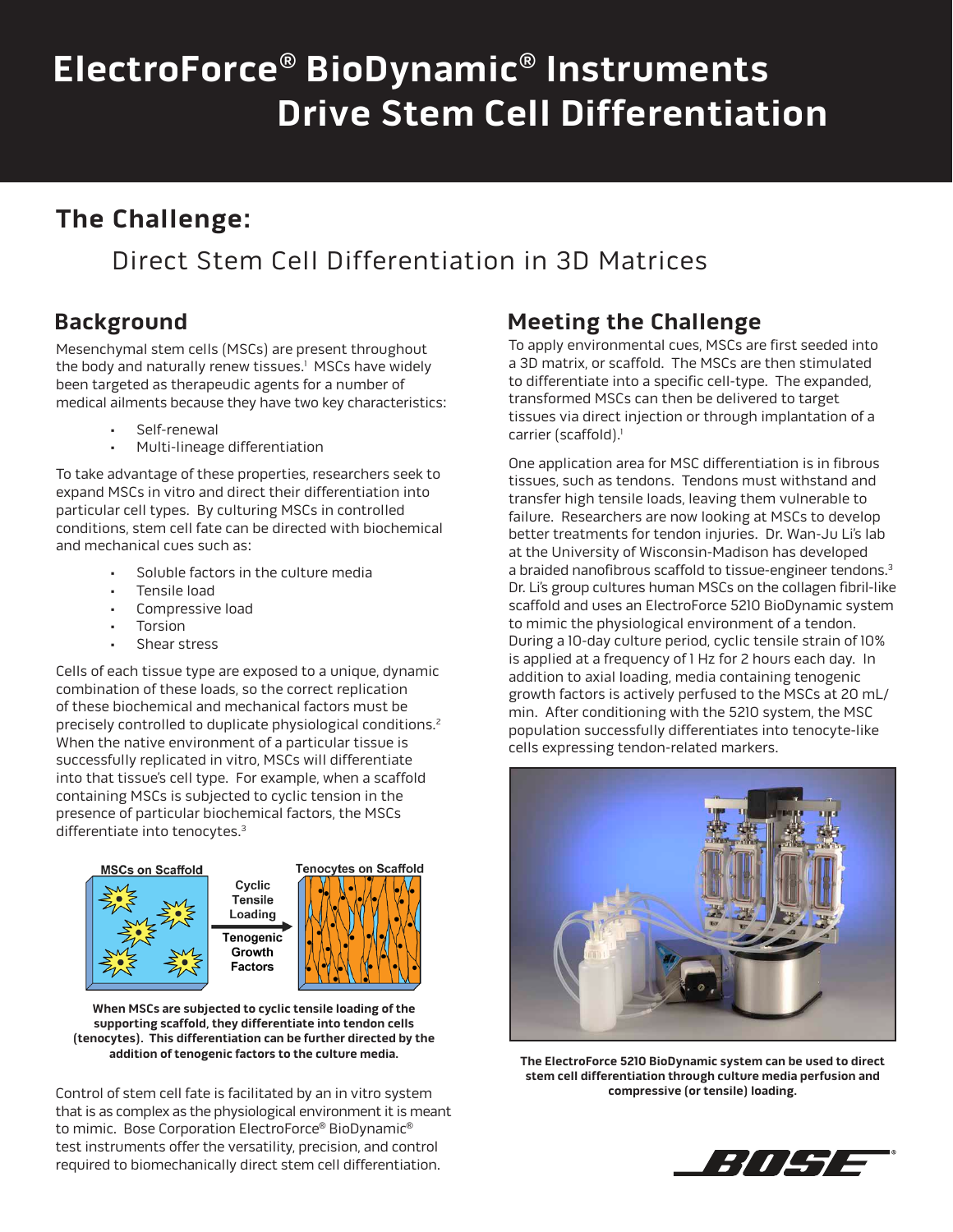# ElectroForce® BioDynamic® Instruments Drive Stem Cell Differentiation

## The Challenge:

### Direct Stem Cell Differentiation in 3D Matrices

## Background

Mesenchymal stem cells (MSCs) are present throughout the body and naturally renew tissues.[1] MSCs have widely been targeted as therapeudic agents for a number of medical ailments because they have two key characteristics:

- Self-renewal
- Multi-lineage differentiation

To take advantage of these properties, researchers seek to expand MSCs in vitro and direct their differentiation into particular cell types. By culturing MSCs in controlled conditions, stem cell fate can be directed with biochemical and mechanical cues such as:

- Soluble factors in the culture media
- Tensile load
- Compressive load
- Torsion
- Shear stress

Cells of each tissue type are exposed to a unique, dynamic combination of these loads, so the correct replication of these biochemical and mechanical factors must be precisely controlled to duplicate physiological conditions.[2] When the native environment of a particular tissue is successfully replicated in vitro, MSCs will differentiate into that tissue's cell type. For example, when a scaffold containing MSCs is subjected to cyclic tension in the presence of particular biochemical factors, the MSCs differentiate into tenocytes.[3]

MSCs on Scaffold — Cyclic Tensile Loading / Tenogenic Growth Factors — Tenocytes on Scaffold

**When MSCs are subjected to cyclic tensile loading of the supporting scaffold, they differentiate into tendon cells (tenocytes). This differentiation can be further directed by the addition of tenogenic factors to the culture media.**

Control of stem cell fate is facilitated by an in vitro system that is as complex as the physiological environment it is meant to mimic. Bose Corporation ElectroForce® BioDynamic® test instruments offer the versatility, precision, and control required to biomechanically direct stem cell differentiation.

## Meeting the Challenge

To apply environmental cues, MSCs are first seeded into a 3D matrix, or scaffold. The MSCs are then stimulated to differentiate into a specific cell-type. The expanded, transformed MSCs can then be delivered to target tissues via direct injection or through implantation of a carrier (scaffold).[1]

One application area for MSC differentiation is in fibrous tissues, such as tendons. Tendons must withstand and transfer high tensile loads, leaving them vulnerable to failure. Researchers are now looking at MSCs to develop better treatments for tendon injuries. Dr. Wan-Ju Li's lab at the University of Wisconsin-Madison has developed a braided nanofibrous scaffold to tissue-engineer tendons.[3] Dr. Li's group cultures human MSCs on the collagen fibril-like scaffold and uses an ElectroForce 5210 BioDynamic system to mimic the physiological environment of a tendon. During a 10-day culture period, cyclic tensile strain of 10% is applied at a frequency of 1 Hz for 2 hours each day. In addition to axial loading, media containing tenogenic growth factors is actively perfused to the MSCs at 20 mL/min. After conditioning with the 5210 system, the MSC population successfully differentiates into tenocyte-like cells expressing tendon-related markers.

**The ElectroForce 5210 BioDynamic system can be used to direct stem cell differentiation through culture media perfusion and compressive (or tensile) loading.**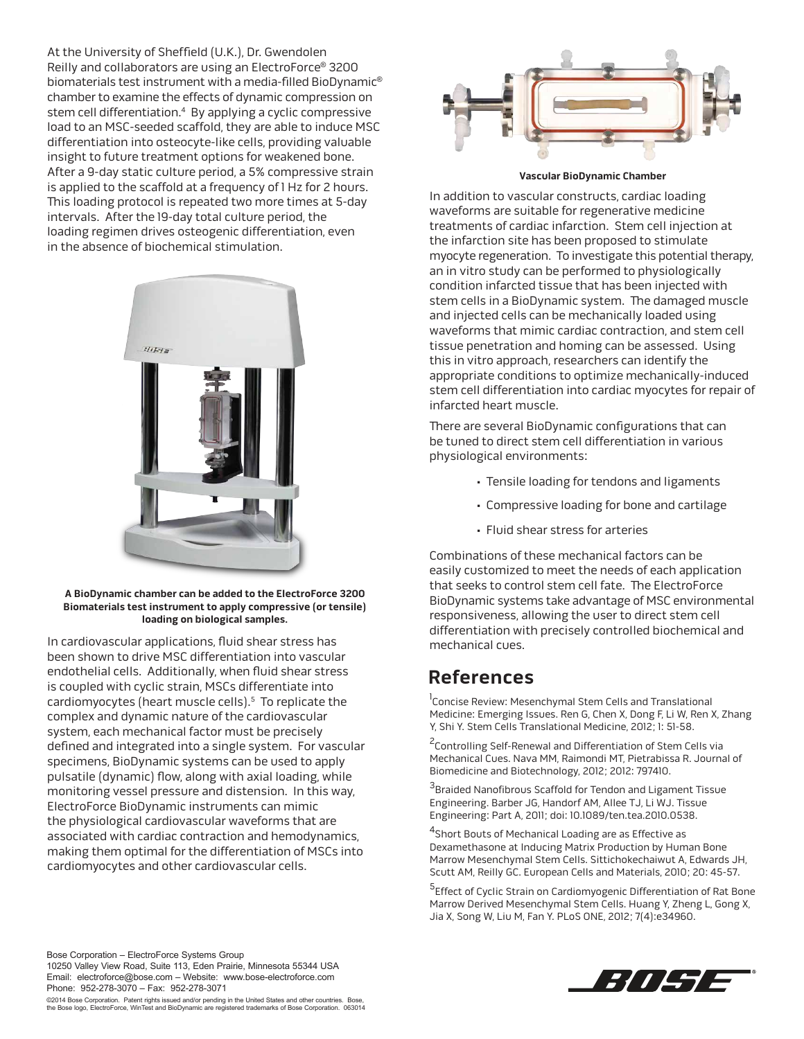At the University of Sheffield (U.K.), Dr. Gwendolen Reilly and collaborators are using an ElectroForce® 3200 biomaterials test instrument with a media-filled BioDynamic® chamber to examine the effects of dynamic compression on stem cell differentiation.[4] By applying a cyclic compressive load to an MSC-seeded scaffold, they are able to induce MSC differentiation into osteocyte-like cells, providing valuable insight to future treatment options for weakened bone. After a 9-day static culture period, a 5% compressive strain is applied to the scaffold at a frequency of 1 Hz for 2 hours. This loading protocol is repeated two more times at 5-day intervals. After the 19-day total culture period, the loading regimen drives osteogenic differentiation, even in the absence of biochemical stimulation.

**A BioDynamic chamber can be added to the ElectroForce 3200 Biomaterials test instrument to apply compressive (or tensile) loading on biological samples.**

In cardiovascular applications, fluid shear stress has been shown to drive MSC differentiation into vascular endothelial cells. Additionally, when fluid shear stress is coupled with cyclic strain, MSCs differentiate into cardiomyocytes (heart muscle cells).[5] To replicate the complex and dynamic nature of the cardiovascular system, each mechanical factor must be precisely defined and integrated into a single system. For vascular specimens, BioDynamic systems can be used to apply pulsatile (dynamic) flow, along with axial loading, while monitoring vessel pressure and distension. In this way, ElectroForce BioDynamic instruments can mimic the physiological cardiovascular waveforms that are associated with cardiac contraction and hemodynamics, making them optimal for the differentiation of MSCs into cardiomyocytes and other cardiovascular cells.

**Vascular BioDynamic Chamber**

In addition to vascular constructs, cardiac loading waveforms are suitable for regenerative medicine treatments of cardiac infarction. Stem cell injection at the infarction site has been proposed to stimulate myocyte regeneration. To investigate this potential therapy, an in vitro study can be performed to physiologically condition infarcted tissue that has been injected with stem cells in a BioDynamic system. The damaged muscle and injected cells can be mechanically loaded using waveforms that mimic cardiac contraction, and stem cell tissue penetration and homing can be assessed. Using this in vitro approach, researchers can identify the appropriate conditions to optimize mechanically-induced stem cell differentiation into cardiac myocytes for repair of infarcted heart muscle.

There are several BioDynamic configurations that can be tuned to direct stem cell differentiation in various physiological environments:

- Tensile loading for tendons and ligaments
- Compressive loading for bone and cartilage
- Fluid shear stress for arteries

Combinations of these mechanical factors can be easily customized to meet the needs of each application that seeks to control stem cell fate. The ElectroForce BioDynamic systems take advantage of MSC environmental responsiveness, allowing the user to direct stem cell differentiation with precisely controlled biochemical and mechanical cues.

## References

[1] Concise Review: Mesenchymal Stem Cells and Translational Medicine: Emerging Issues. Ren G, Chen X, Dong F, Li W, Ren X, Zhang Y, Shi Y. Stem Cells Translational Medicine, 2012; 1: 51-58.

[2] Controlling Self-Renewal and Differentiation of Stem Cells via Mechanical Cues. Nava MM, Raimondi MT, Pietrabissa R. Journal of Biomedicine and Biotechnology, 2012; 2012: 797410.

[3] Braided Nanofibrous Scaffold for Tendon and Ligament Tissue Engineering. Barber JG, Handorf AM, Allee TJ, Li WJ. Tissue Engineering: Part A, 2011; doi: 10.1089/ten.tea.2010.0538.

[4] Short Bouts of Mechanical Loading are as Effective as Dexamethasone at Inducing Matrix Production by Human Bone Marrow Mesenchymal Stem Cells. Sittichokechaiwut A, Edwards JH, Scutt AM, Reilly GC. European Cells and Materials, 2010; 20: 45-57.

[5] Effect of Cyclic Strain on Cardiomyogenic Differentiation of Rat Bone Marrow Derived Mesenchymal Stem Cells. Huang Y, Zheng L, Gong X, Jia X, Song W, Liu M, Fan Y. PLoS ONE, 2012; 7(4):e34960.

Bose Corporation – ElectroForce Systems Group
10250 Valley View Road, Suite 113, Eden Prairie, Minnesota 55344 USA
Email: electroforce@bose.com – Website: www.bose-electroforce.com
Phone: 952-278-3070 – Fax: 952-278-3071

©2014 Bose Corporation. Patent rights issued and/or pending in the United States and other countries. Bose, the Bose logo, ElectroForce, WinTest and BioDynamic are registered trademarks of Bose Corporation. 063014